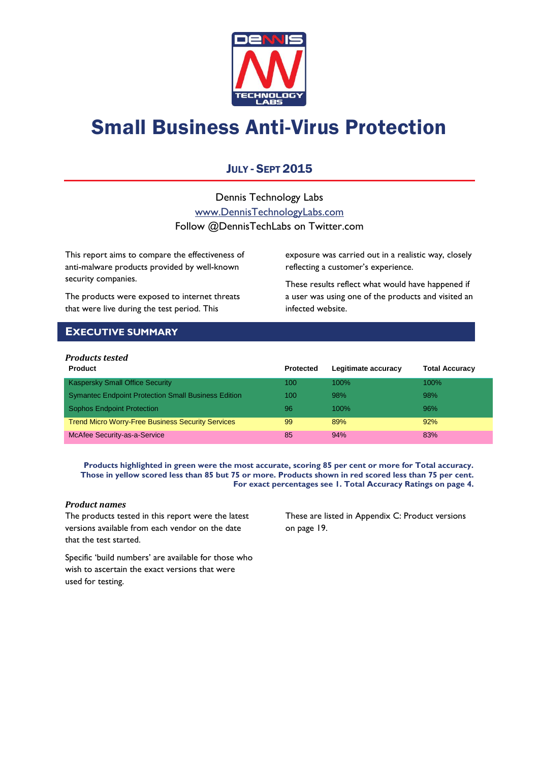# Small Business Anti-Virus Protection

## JULY - SEPT 2015

Dennis Technology Labs

www.DennisTechnologyLabs.com

Follow @DennisTechLabs on Twitter.com

This report aims to compare the effectiveness of anti-malware products provided by well-known security companies.

The products were exposed to internet threats that were live during the test period. This exposure was carried out in a realistic way, closely reflecting a customer's experience.

These results reflect what would have happened if a user was using one of the products and visited an infected website.

## EXECUTIVE SUMMARY

***Products tested***

| Product | Protected | Legitimate accuracy | Total Accuracy |
|---|---|---|---|
| Kaspersky Small Office Security | 100 | 100% | 100% |
| Symantec Endpoint Protection Small Business Edition | 100 | 98% | 98% |
| Sophos Endpoint Protection | 96 | 100% | 96% |
| Trend Micro Worry-Free Business Security Services | 99 | 89% | 92% |
| McAfee Security-as-a-Service | 85 | 94% | 83% |

**Products highlighted in green were the most accurate, scoring 85 per cent or more for Total accuracy. Those in yellow scored less than 85 but 75 or more. Products shown in red scored less than 75 per cent. For exact percentages see 1. Total Accuracy Ratings on page 4.**

***Product names***

The products tested in this report were the latest versions available from each vendor on the date that the test started.

Specific 'build numbers' are available for those who wish to ascertain the exact versions that were used for testing.

These are listed in Appendix C: Product versions on page 19.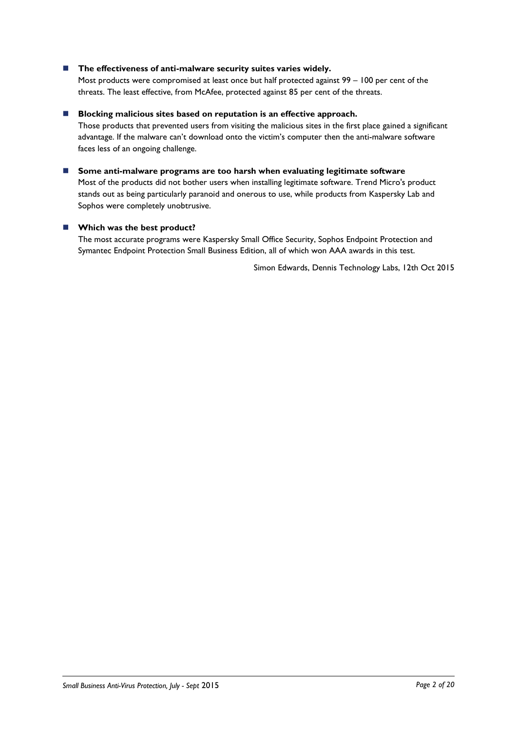- **The effectiveness of anti-malware security suites varies widely.**
  Most products were compromised at least once but half protected against 99 – 100 per cent of the threats. The least effective, from McAfee, protected against 85 per cent of the threats.

- **Blocking malicious sites based on reputation is an effective approach.**
  Those products that prevented users from visiting the malicious sites in the first place gained a significant advantage. If the malware can't download onto the victim's computer then the anti-malware software faces less of an ongoing challenge.

- **Some anti-malware programs are too harsh when evaluating legitimate software**
  Most of the products did not bother users when installing legitimate software. Trend Micro's product stands out as being particularly paranoid and onerous to use, while products from Kaspersky Lab and Sophos were completely unobtrusive.

- **Which was the best product?**
  The most accurate programs were Kaspersky Small Office Security, Sophos Endpoint Protection and Symantec Endpoint Protection Small Business Edition, all of which won AAA awards in this test.

Simon Edwards, Dennis Technology Labs, 12th Oct 2015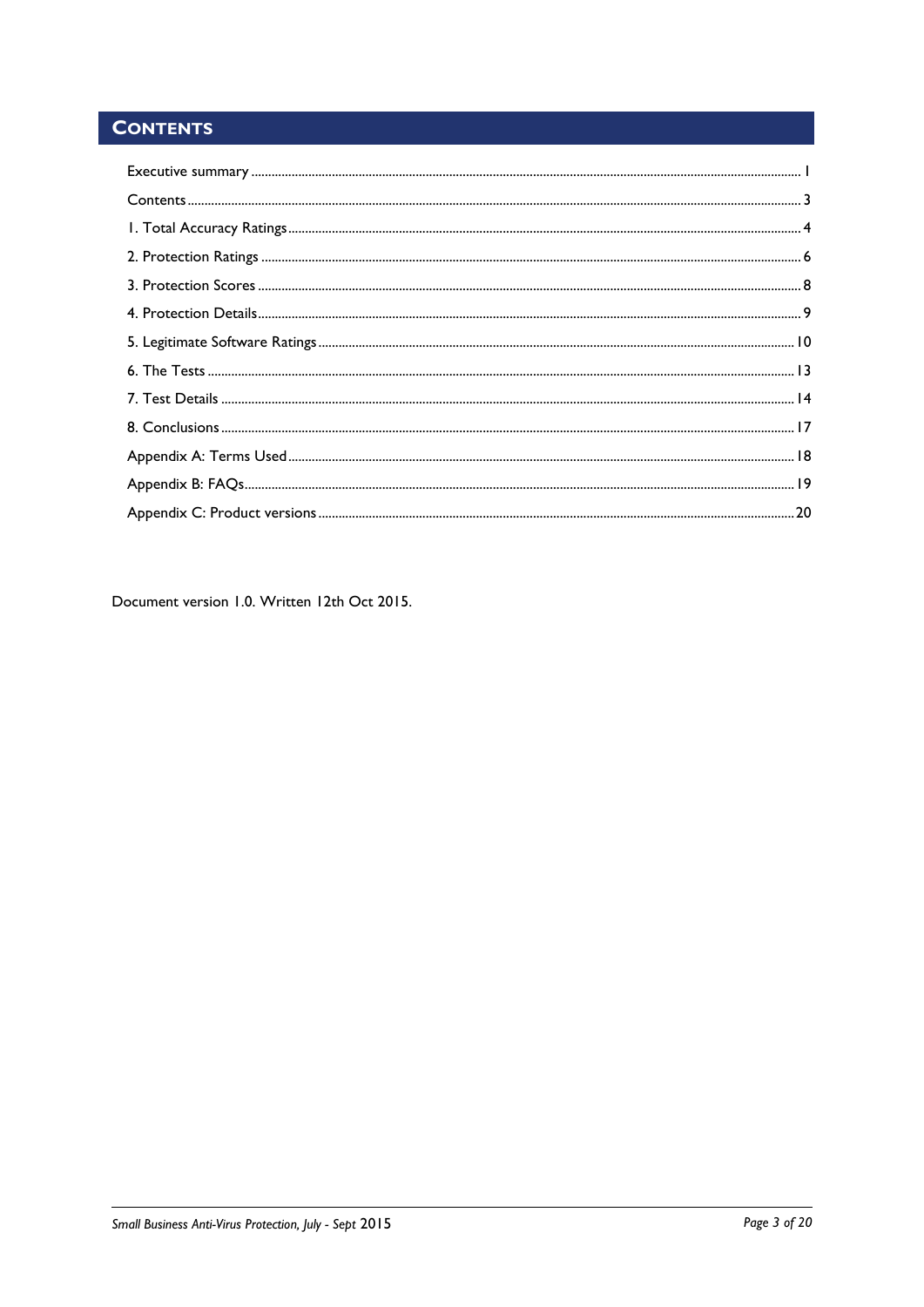# Contents

Executive summary ........................................................ 1

Contents ........................................................ 3

1. Total Accuracy Ratings ........................................................ 4

2. Protection Ratings ........................................................ 6

3. Protection Scores ........................................................ 8

4. Protection Details ........................................................ 9

5. Legitimate Software Ratings ........................................................ 10

6. The Tests ........................................................ 13

7. Test Details ........................................................ 14

8. Conclusions ........................................................ 17

Appendix A: Terms Used ........................................................ 18

Appendix B: FAQs ........................................................ 19

Appendix C: Product versions ........................................................ 20

Document version 1.0. Written 12th Oct 2015.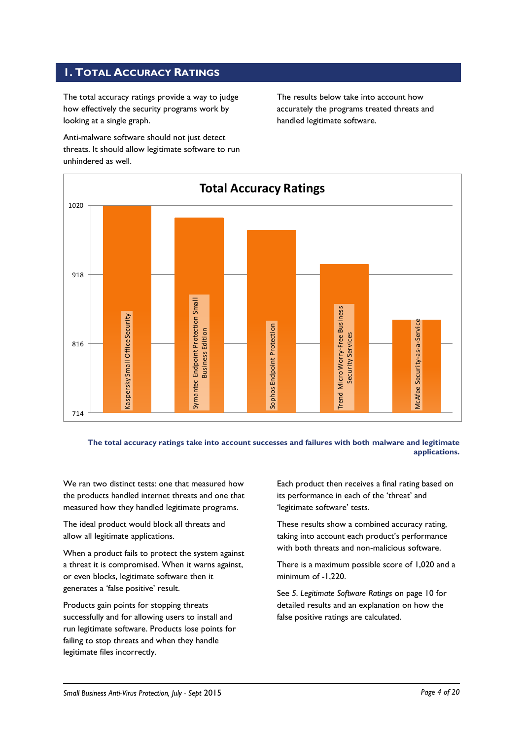## 1. Total Accuracy Ratings

The total accuracy ratings provide a way to judge how effectively the security programs work by looking at a single graph.

Anti-malware software should not just detect threats. It should allow legitimate software to run unhindered as well.

The results below take into account how accurately the programs treated threats and handled legitimate software.

**Total Accuracy Ratings**

| Product | Approximate rating (read from chart) |
|---|---|
| Kaspersky Small Office Security | ~1,020 |
| Symantec Endpoint Protection Small Business Edition | ~1,002 |
| Sophos Endpoint Protection | ~984 |
| Trend Micro Worry-Free Business Security Services | ~934 |
| McAfee Security-as-a-Service | ~851 |

(Chart y-axis scale: 714, 816, 918, 1020. Values above are estimated from bar heights; no exact values are printed on the chart.)

**The total accuracy ratings take into account successes and failures with both malware and legitimate applications.**

We ran two distinct tests: one that measured how the products handled internet threats and one that measured how they handled legitimate programs.

The ideal product would block all threats and allow all legitimate applications.

When a product fails to protect the system against a threat it is compromised. When it warns against, or even blocks, legitimate software then it generates a 'false positive' result.

Products gain points for stopping threats successfully and for allowing users to install and run legitimate software. Products lose points for failing to stop threats and when they handle legitimate files incorrectly.

Each product then receives a final rating based on its performance in each of the 'threat' and 'legitimate software' tests.

These results show a combined accuracy rating, taking into account each product's performance with both threats and non-malicious software.

There is a maximum possible score of 1,020 and a minimum of -1,220.

See *5. Legitimate Software Ratings* on page 10 for detailed results and an explanation on how the false positive ratings are calculated.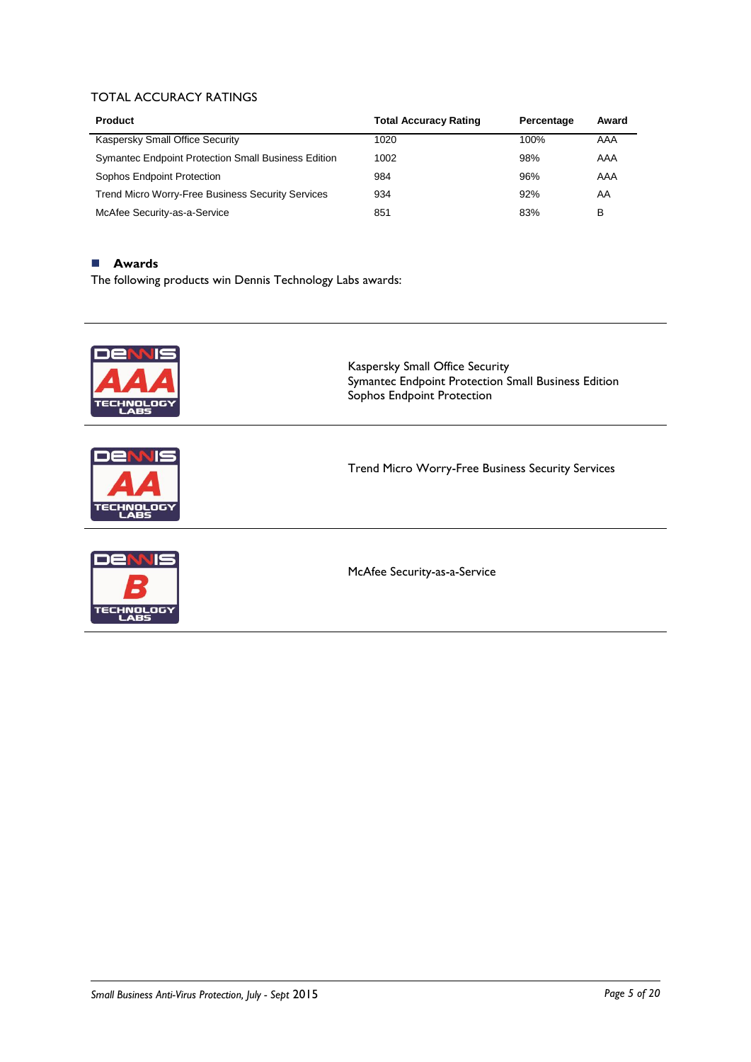## TOTAL ACCURACY RATINGS

| Product | Total Accuracy Rating | Percentage | Award |
|---|---|---|---|
| Kaspersky Small Office Security | 1020 | 100% | AAA |
| Symantec Endpoint Protection Small Business Edition | 1002 | 98% | AAA |
| Sophos Endpoint Protection | 984 | 96% | AAA |
| Trend Micro Worry-Free Business Security Services | 934 | 92% | AA |
| McAfee Security-as-a-Service | 851 | 83% | B |

### Awards

The following products win Dennis Technology Labs awards:

| Award | Products |
|---|---|
| AAA | Kaspersky Small Office Security<br>Symantec Endpoint Protection Small Business Edition<br>Sophos Endpoint Protection |
| AA | Trend Micro Worry-Free Business Security Services |
| B | McAfee Security-as-a-Service |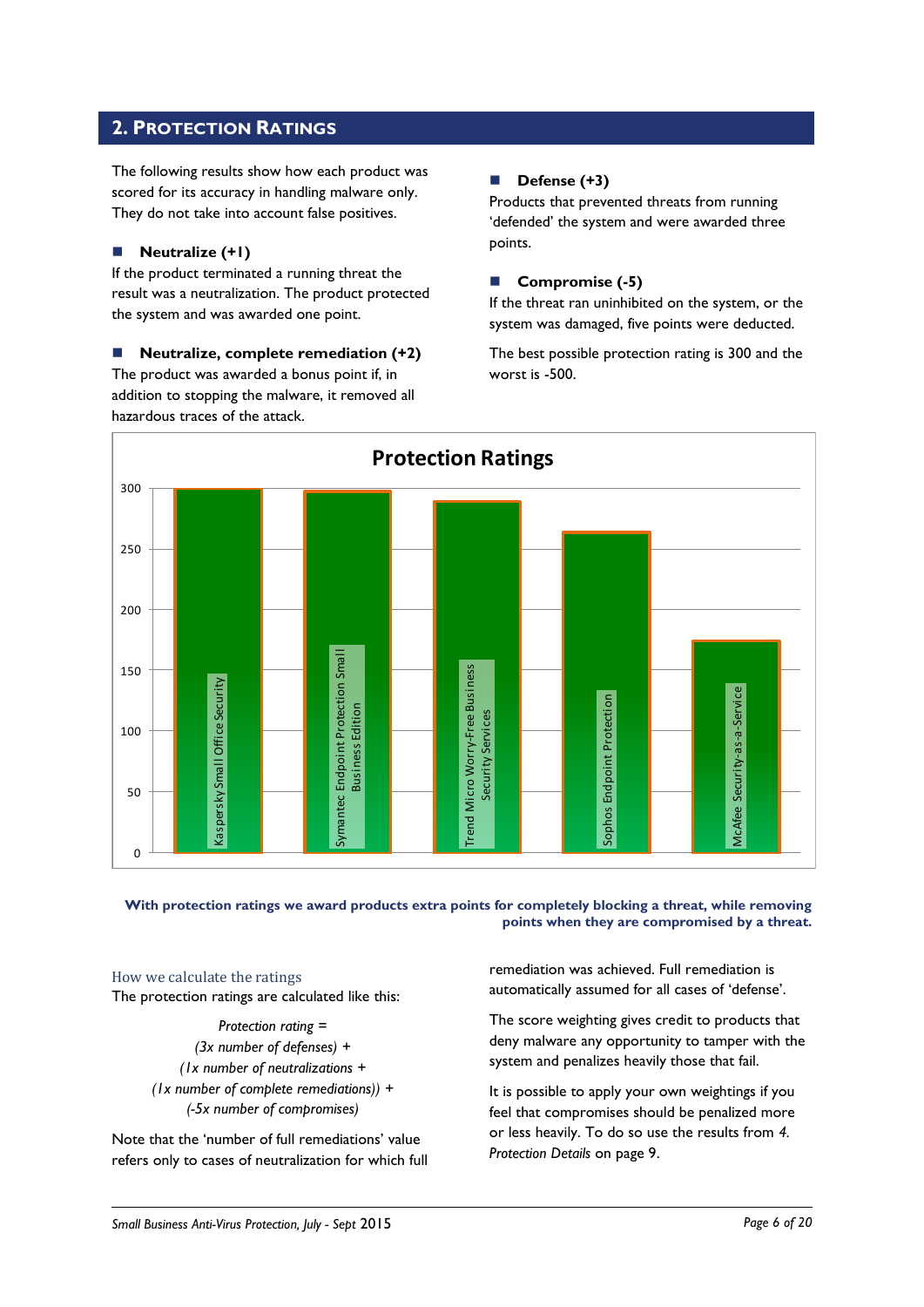## 2. Protection Ratings

The following results show how each product was scored for its accuracy in handling malware only. They do not take into account false positives.

- **Neutralize (+1)**

If the product terminated a running threat the result was a neutralization. The product protected the system and was awarded one point.

- **Neutralize, complete remediation (+2)**

The product was awarded a bonus point if, in addition to stopping the malware, it removed all hazardous traces of the attack.

- **Defense (+3)**

Products that prevented threats from running 'defended' the system and were awarded three points.

- **Compromise (-5)**

If the threat ran uninhibited on the system, or the system was damaged, five points were deducted.

The best possible protection rating is 300 and the worst is -500.

**Protection Ratings**

| Product | Protection Rating (approx.) |
|---|---|
| Kaspersky Small Office Security | 300 |
| Symantec Endpoint Protection Small Business Edition | 298 |
| Trend Micro Worry-Free Business Security Services | 289 |
| Sophos Endpoint Protection | 264 |
| McAfee Security-as-a-Service | 174 |

**With protection ratings we award products extra points for completely blocking a threat, while removing points when they are compromised by a threat.**

### How we calculate the ratings

The protection ratings are calculated like this:

*Protection rating =*
*(3x number of defenses) +*
*(1x number of neutralizations +*
*(1x number of complete remediations)) +*
*(-5x number of compromises)*

Note that the 'number of full remediations' value refers only to cases of neutralization for which full remediation was achieved. Full remediation is automatically assumed for all cases of 'defense'.

The score weighting gives credit to products that deny malware any opportunity to tamper with the system and penalizes heavily those that fail.

It is possible to apply your own weightings if you feel that compromises should be penalized more or less heavily. To do so use the results from *4. Protection Details* on page 9.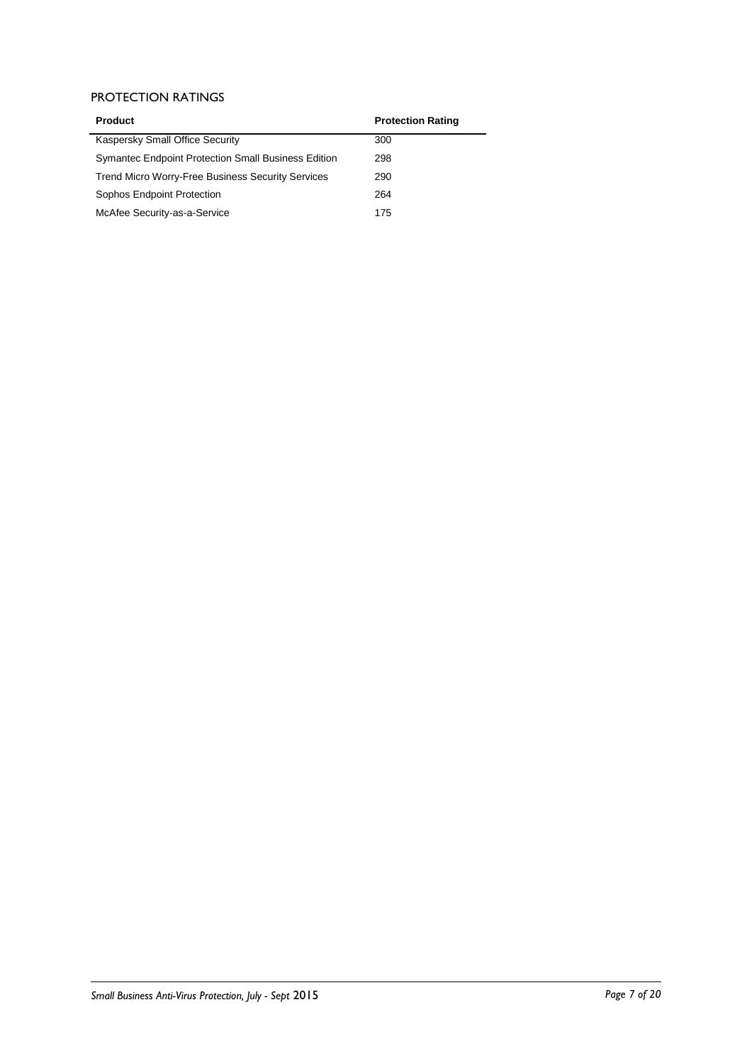## PROTECTION RATINGS

| Product | Protection Rating |
|---|---|
| Kaspersky Small Office Security | 300 |
| Symantec Endpoint Protection Small Business Edition | 298 |
| Trend Micro Worry-Free Business Security Services | 290 |
| Sophos Endpoint Protection | 264 |
| McAfee Security-as-a-Service | 175 |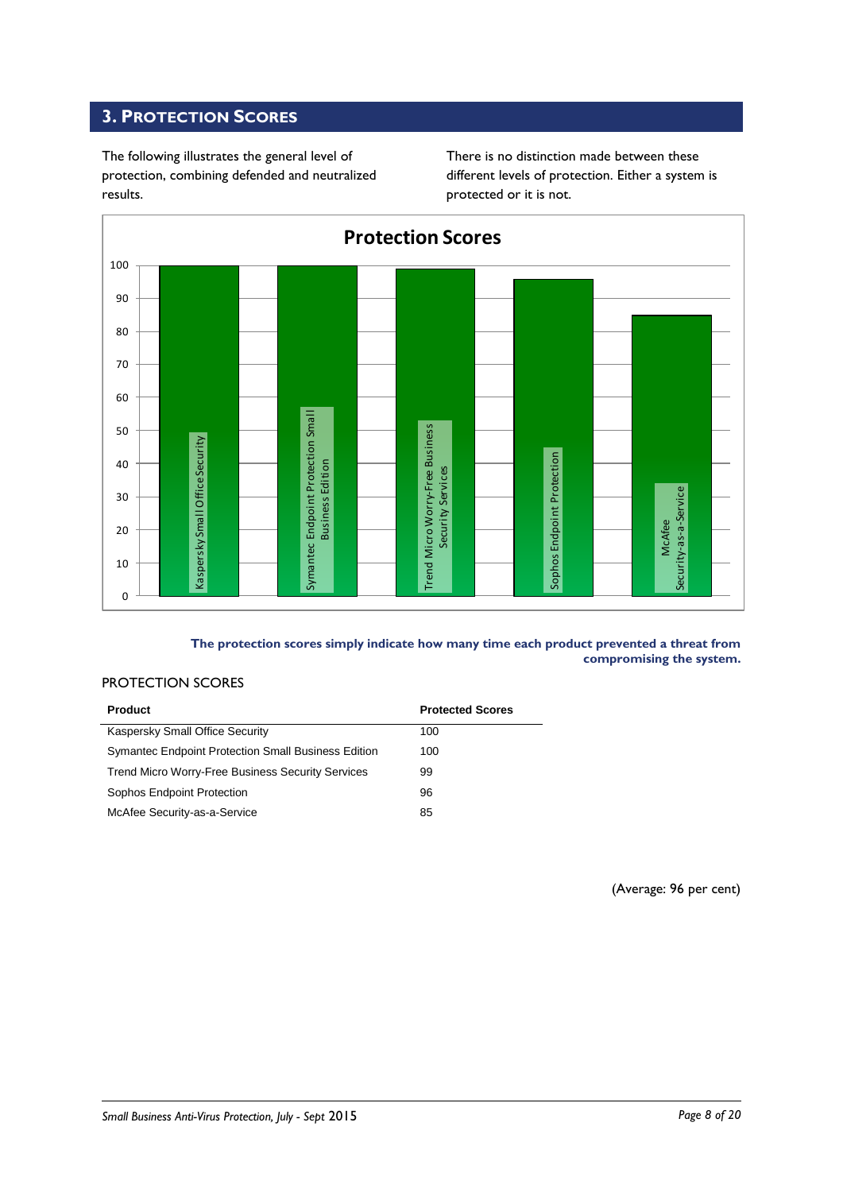## 3. Protection Scores

The following illustrates the general level of protection, combining defended and neutralized results.

There is no distinction made between these different levels of protection. Either a system is protected or it is not.

**The protection scores simply indicate how many time each product prevented a threat from compromising the system.**

PROTECTION SCORES

| Product | Protected Scores |
|---|---|
| Kaspersky Small Office Security | 100 |
| Symantec Endpoint Protection Small Business Edition | 100 |
| Trend Micro Worry-Free Business Security Services | 99 |
| Sophos Endpoint Protection | 96 |
| McAfee Security-as-a-Service | 85 |

(Average: 96 per cent)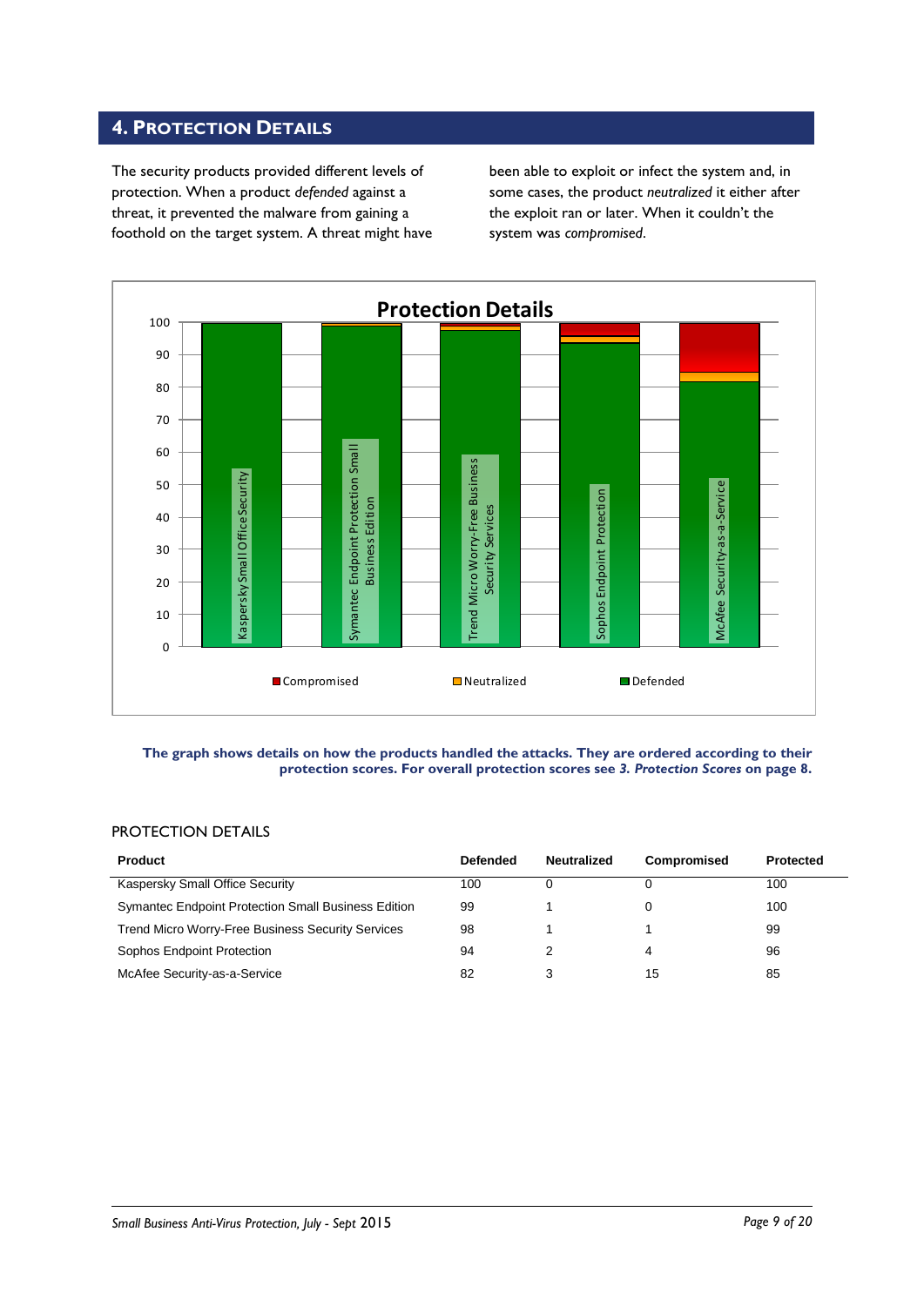## 4. Protection Details

The security products provided different levels of protection. When a product *defended* against a threat, it prevented the malware from gaining a foothold on the target system. A threat might have been able to exploit or infect the system and, in some cases, the product *neutralized* it either after the exploit ran or later. When it couldn't the system was *compromised*.

**The graph shows details on how the products handled the attacks. They are ordered according to their protection scores. For overall protection scores see *3. Protection Scores* on page 8.**

PROTECTION DETAILS

| Product | Defended | Neutralized | Compromised | Protected |
|---|---|---|---|---|
| Kaspersky Small Office Security | 100 | 0 | 0 | 100 |
| Symantec Endpoint Protection Small Business Edition | 99 | 1 | 0 | 100 |
| Trend Micro Worry-Free Business Security Services | 98 | 1 | 1 | 99 |
| Sophos Endpoint Protection | 94 | 2 | 4 | 96 |
| McAfee Security-as-a-Service | 82 | 3 | 15 | 85 |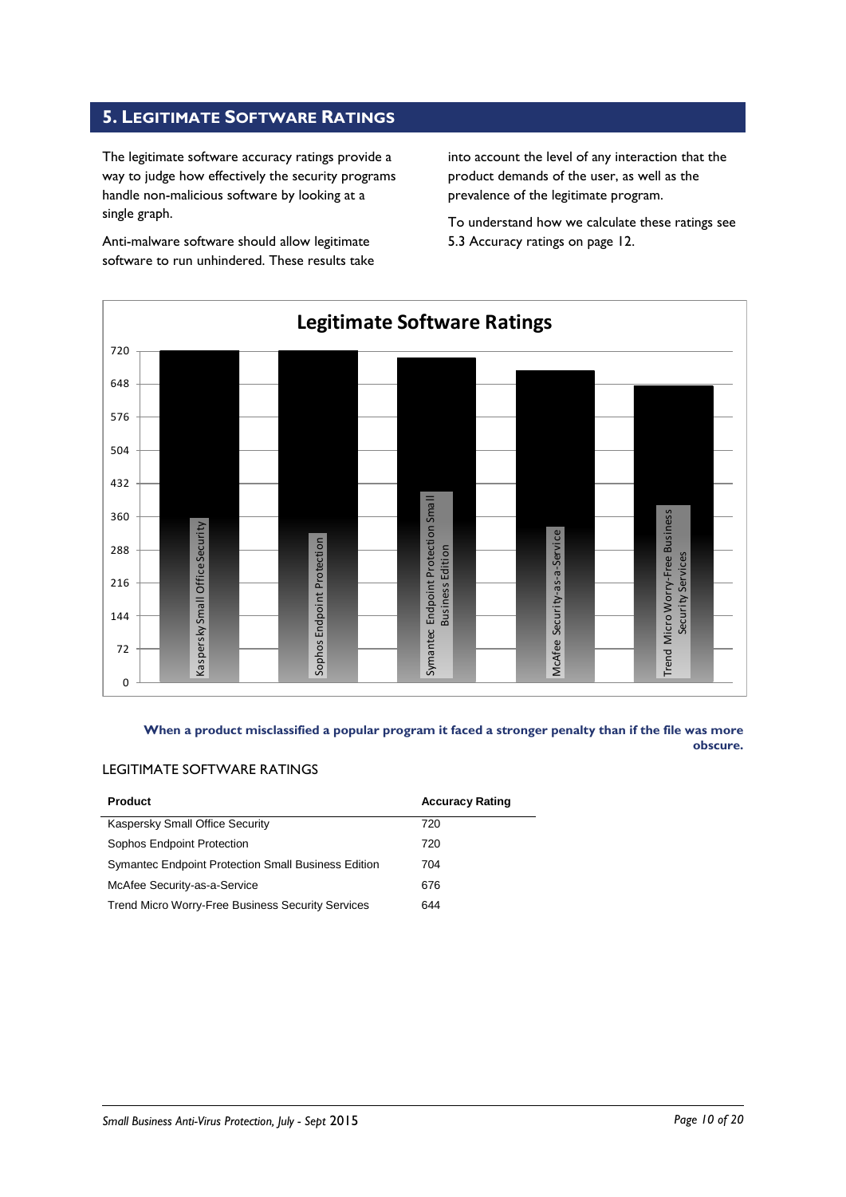## 5. Legitimate Software Ratings

The legitimate software accuracy ratings provide a way to judge how effectively the security programs handle non-malicious software by looking at a single graph.

Anti-malware software should allow legitimate software to run unhindered. These results take into account the level of any interaction that the product demands of the user, as well as the prevalence of the legitimate program.

To understand how we calculate these ratings see 5.3 Accuracy ratings on page 12.

**Legitimate Software Ratings**

| Product | Rating |
|---|---|
| Kaspersky Small Office Security | 720 |
| Sophos Endpoint Protection | 720 |
| Symantec Endpoint Protection Small Business Edition | 704 |
| McAfee Security-as-a-Service | 676 |
| Trend Micro Worry-Free Business Security Services | 644 |

**When a product misclassified a popular program it faced a stronger penalty than if the file was more obscure.**

LEGITIMATE SOFTWARE RATINGS

| Product | Accuracy Rating |
|---|---|
| Kaspersky Small Office Security | 720 |
| Sophos Endpoint Protection | 720 |
| Symantec Endpoint Protection Small Business Edition | 704 |
| McAfee Security-as-a-Service | 676 |
| Trend Micro Worry-Free Business Security Services | 644 |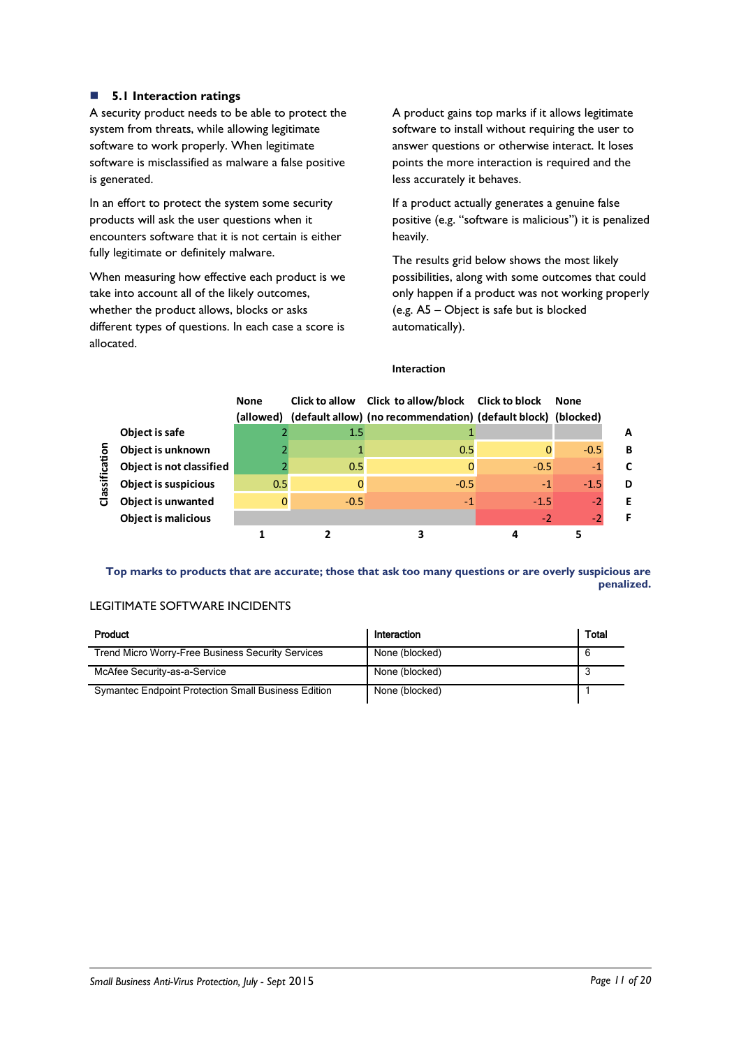### 5.1 Interaction ratings

A security product needs to be able to protect the system from threats, while allowing legitimate software to work properly. When legitimate software is misclassified as malware a false positive is generated.

In an effort to protect the system some security products will ask the user questions when it encounters software that it is not certain is either fully legitimate or definitely malware.

When measuring how effective each product is we take into account all of the likely outcomes, whether the product allows, blocks or asks different types of questions. In each case a score is allocated.

A product gains top marks if it allows legitimate software to install without requiring the user to answer questions or otherwise interact. It loses points the more interaction is required and the less accurately it behaves.

If a product actually generates a genuine false positive (e.g. "software is malicious") it is penalized heavily.

The results grid below shows the most likely possibilities, along with some outcomes that could only happen if a product was not working properly (e.g. A5 – Object is safe but is blocked automatically).

**Interaction**

| Classification | None (allowed) | Click to allow (default allow) | Click to allow/block (no recommendation) | Click to block (default block) | None (blocked) | |
|---|---|---|---|---|---|---|
| Object is safe | 2 | 1.5 | 1 | | | A |
| Object is unknown | 2 | 1 | 0.5 | 0 | -0.5 | B |
| Object is not classified | 2 | 0.5 | 0 | -0.5 | -1 | C |
| Object is suspicious | 0.5 | 0 | -0.5 | -1 | -1.5 | D |
| Object is unwanted | 0 | -0.5 | -1 | -1.5 | -2 | E |
| Object is malicious | | | | -2 | -2 | F |
| | 1 | 2 | 3 | 4 | 5 | |

**Top marks to products that are accurate; those that ask too many questions or are overly suspicious are penalized.**

LEGITIMATE SOFTWARE INCIDENTS

| Product | Interaction | Total |
|---|---|---|
| Trend Micro Worry-Free Business Security Services | None (blocked) | 6 |
| McAfee Security-as-a-Service | None (blocked) | 3 |
| Symantec Endpoint Protection Small Business Edition | None (blocked) | 1 |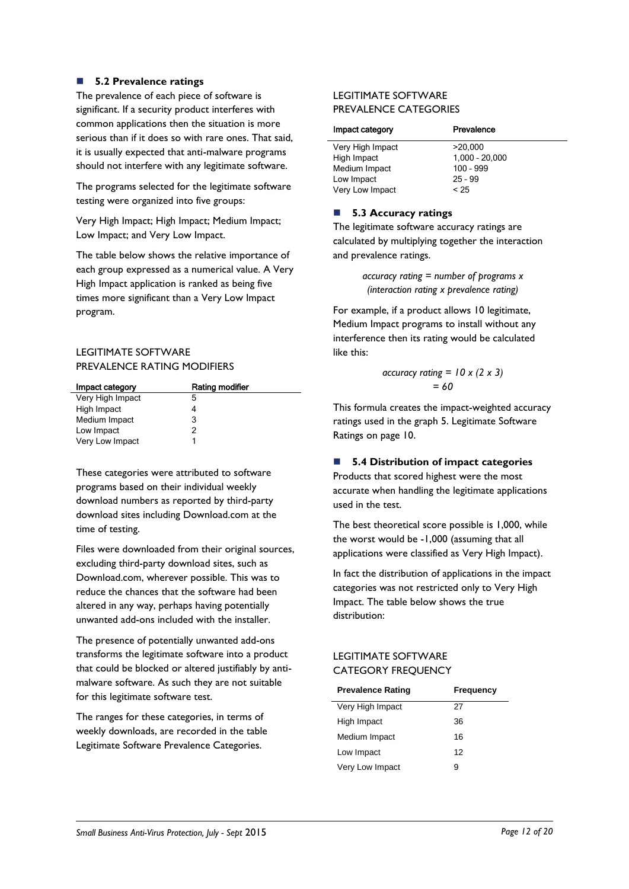## 5.2 Prevalence ratings

The prevalence of each piece of software is significant. If a security product interferes with common applications then the situation is more serious than if it does so with rare ones. That said, it is usually expected that anti-malware programs should not interfere with any legitimate software.

The programs selected for the legitimate software testing were organized into five groups:

Very High Impact; High Impact; Medium Impact; Low Impact; and Very Low Impact.

The table below shows the relative importance of each group expressed as a numerical value. A Very High Impact application is ranked as being five times more significant than a Very Low Impact program.

LEGITIMATE SOFTWARE PREVALENCE RATING MODIFIERS

| Impact category | Rating modifier |
|---|---|
| Very High Impact | 5 |
| High Impact | 4 |
| Medium Impact | 3 |
| Low Impact | 2 |
| Very Low Impact | 1 |

These categories were attributed to software programs based on their individual weekly download numbers as reported by third-party download sites including Download.com at the time of testing.

Files were downloaded from their original sources, excluding third-party download sites, such as Download.com, wherever possible. This was to reduce the chances that the software had been altered in any way, perhaps having potentially unwanted add-ons included with the installer.

The presence of potentially unwanted add-ons transforms the legitimate software into a product that could be blocked or altered justifiably by anti-malware software. As such they are not suitable for this legitimate software test.

The ranges for these categories, in terms of weekly downloads, are recorded in the table Legitimate Software Prevalence Categories.

LEGITIMATE SOFTWARE PREVALENCE CATEGORIES

| Impact category | Prevalence |
|---|---|
| Very High Impact | >20,000 |
| High Impact | 1,000 - 20,000 |
| Medium Impact | 100 - 999 |
| Low Impact | 25 - 99 |
| Very Low Impact | < 25 |

## 5.3 Accuracy ratings

The legitimate software accuracy ratings are calculated by multiplying together the interaction and prevalence ratings.

*accuracy rating = number of programs x (interaction rating x prevalence rating)*

For example, if a product allows 10 legitimate, Medium Impact programs to install without any interference then its rating would be calculated like this:

*accuracy rating = 10 x (2 x 3)*
*= 60*

This formula creates the impact-weighted accuracy ratings used in the graph 5. Legitimate Software Ratings on page 10.

## 5.4 Distribution of impact categories

Products that scored highest were the most accurate when handling the legitimate applications used in the test.

The best theoretical score possible is 1,000, while the worst would be -1,000 (assuming that all applications were classified as Very High Impact).

In fact the distribution of applications in the impact categories was not restricted only to Very High Impact. The table below shows the true distribution:

LEGITIMATE SOFTWARE CATEGORY FREQUENCY

| Prevalence Rating | Frequency |
|---|---|
| Very High Impact | 27 |
| High Impact | 36 |
| Medium Impact | 16 |
| Low Impact | 12 |
| Very Low Impact | 9 |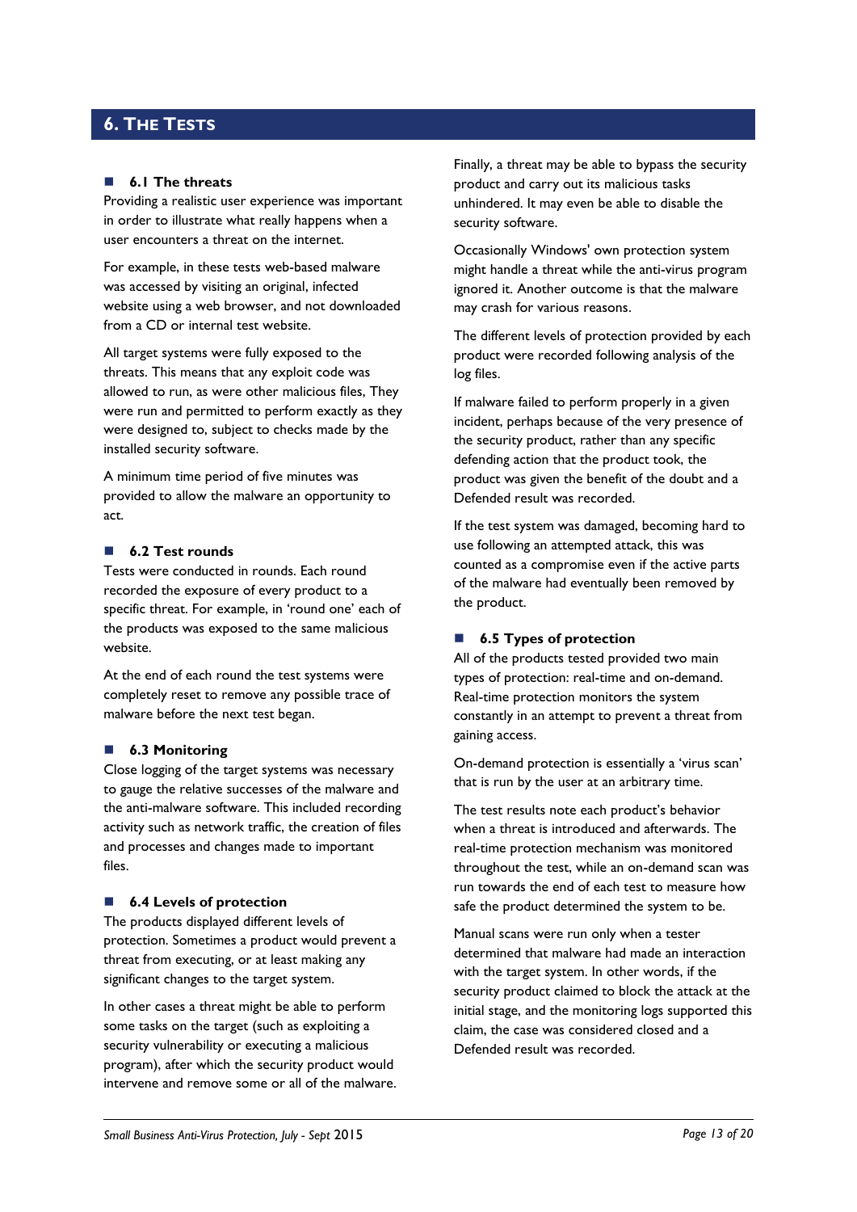## 6. The Tests

### 6.1 The threats

Providing a realistic user experience was important in order to illustrate what really happens when a user encounters a threat on the internet.

For example, in these tests web-based malware was accessed by visiting an original, infected website using a web browser, and not downloaded from a CD or internal test website.

All target systems were fully exposed to the threats. This means that any exploit code was allowed to run, as were other malicious files, They were run and permitted to perform exactly as they were designed to, subject to checks made by the installed security software.

A minimum time period of five minutes was provided to allow the malware an opportunity to act.

### 6.2 Test rounds

Tests were conducted in rounds. Each round recorded the exposure of every product to a specific threat. For example, in 'round one' each of the products was exposed to the same malicious website.

At the end of each round the test systems were completely reset to remove any possible trace of malware before the next test began.

### 6.3 Monitoring

Close logging of the target systems was necessary to gauge the relative successes of the malware and the anti-malware software. This included recording activity such as network traffic, the creation of files and processes and changes made to important files.

### 6.4 Levels of protection

The products displayed different levels of protection. Sometimes a product would prevent a threat from executing, or at least making any significant changes to the target system.

In other cases a threat might be able to perform some tasks on the target (such as exploiting a security vulnerability or executing a malicious program), after which the security product would intervene and remove some or all of the malware.

Finally, a threat may be able to bypass the security product and carry out its malicious tasks unhindered. It may even be able to disable the security software.

Occasionally Windows' own protection system might handle a threat while the anti-virus program ignored it. Another outcome is that the malware may crash for various reasons.

The different levels of protection provided by each product were recorded following analysis of the log files.

If malware failed to perform properly in a given incident, perhaps because of the very presence of the security product, rather than any specific defending action that the product took, the product was given the benefit of the doubt and a Defended result was recorded.

If the test system was damaged, becoming hard to use following an attempted attack, this was counted as a compromise even if the active parts of the malware had eventually been removed by the product.

### 6.5 Types of protection

All of the products tested provided two main types of protection: real-time and on-demand. Real-time protection monitors the system constantly in an attempt to prevent a threat from gaining access.

On-demand protection is essentially a 'virus scan' that is run by the user at an arbitrary time.

The test results note each product's behavior when a threat is introduced and afterwards. The real-time protection mechanism was monitored throughout the test, while an on-demand scan was run towards the end of each test to measure how safe the product determined the system to be.

Manual scans were run only when a tester determined that malware had made an interaction with the target system. In other words, if the security product claimed to block the attack at the initial stage, and the monitoring logs supported this claim, the case was considered closed and a Defended result was recorded.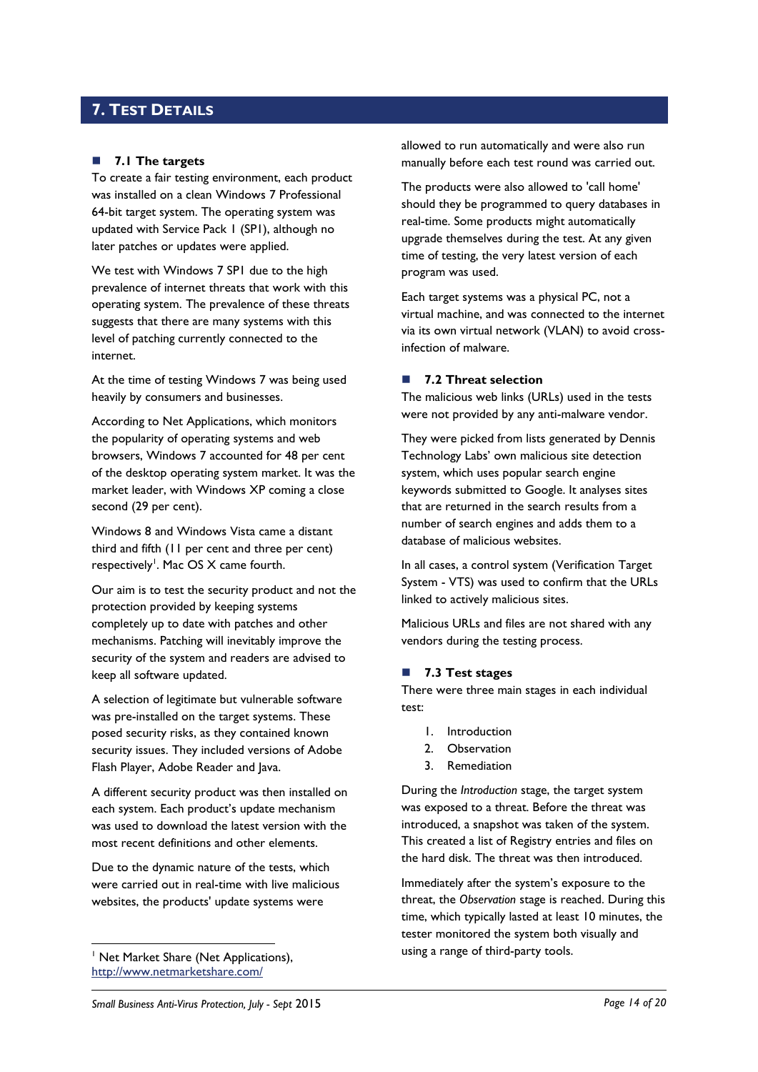# 7. Test Details

## 7.1 The targets

To create a fair testing environment, each product was installed on a clean Windows 7 Professional 64-bit target system. The operating system was updated with Service Pack 1 (SP1), although no later patches or updates were applied.

We test with Windows 7 SP1 due to the high prevalence of internet threats that work with this operating system. The prevalence of these threats suggests that there are many systems with this level of patching currently connected to the internet.

At the time of testing Windows 7 was being used heavily by consumers and businesses.

According to Net Applications, which monitors the popularity of operating systems and web browsers, Windows 7 accounted for 48 per cent of the desktop operating system market. It was the market leader, with Windows XP coming a close second (29 per cent).

Windows 8 and Windows Vista came a distant third and fifth (11 per cent and three per cent) respectively[1]. Mac OS X came fourth.

Our aim is to test the security product and not the protection provided by keeping systems completely up to date with patches and other mechanisms. Patching will inevitably improve the security of the system and readers are advised to keep all software updated.

A selection of legitimate but vulnerable software was pre-installed on the target systems. These posed security risks, as they contained known security issues. They included versions of Adobe Flash Player, Adobe Reader and Java.

A different security product was then installed on each system. Each product's update mechanism was used to download the latest version with the most recent definitions and other elements.

Due to the dynamic nature of the tests, which were carried out in real-time with live malicious websites, the products' update systems were allowed to run automatically and were also run manually before each test round was carried out.

The products were also allowed to 'call home' should they be programmed to query databases in real-time. Some products might automatically upgrade themselves during the test. At any given time of testing, the very latest version of each program was used.

Each target systems was a physical PC, not a virtual machine, and was connected to the internet via its own virtual network (VLAN) to avoid cross-infection of malware.

## 7.2 Threat selection

The malicious web links (URLs) used in the tests were not provided by any anti-malware vendor.

They were picked from lists generated by Dennis Technology Labs' own malicious site detection system, which uses popular search engine keywords submitted to Google. It analyses sites that are returned in the search results from a number of search engines and adds them to a database of malicious websites.

In all cases, a control system (Verification Target System - VTS) was used to confirm that the URLs linked to actively malicious sites.

Malicious URLs and files are not shared with any vendors during the testing process.

## 7.3 Test stages

There were three main stages in each individual test:

1. Introduction
2. Observation
3. Remediation

During the *Introduction* stage, the target system was exposed to a threat. Before the threat was introduced, a snapshot was taken of the system. This created a list of Registry entries and files on the hard disk. The threat was then introduced.

Immediately after the system's exposure to the threat, the *Observation* stage is reached. During this time, which typically lasted at least 10 minutes, the tester monitored the system both visually and using a range of third-party tools.

---

[1] Net Market Share (Net Applications), http://www.netmarketshare.com/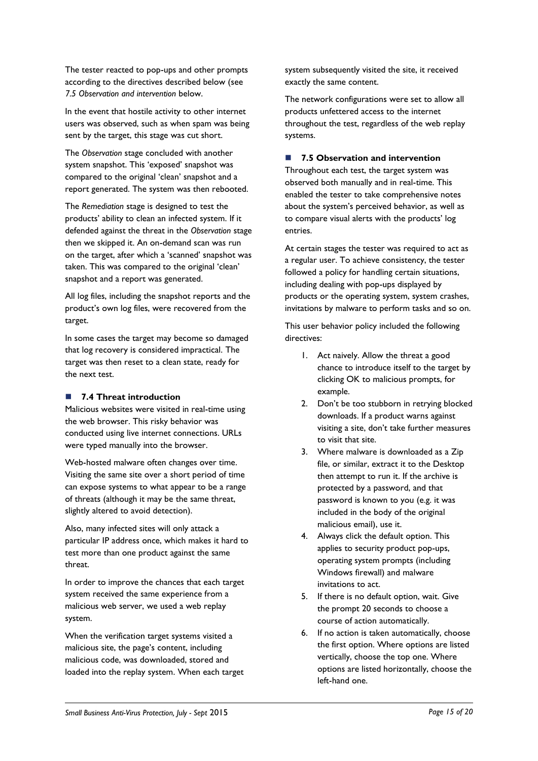The tester reacted to pop-ups and other prompts according to the directives described below (see *7.5 Observation and intervention* below.

In the event that hostile activity to other internet users was observed, such as when spam was being sent by the target, this stage was cut short.

The *Observation* stage concluded with another system snapshot. This 'exposed' snapshot was compared to the original 'clean' snapshot and a report generated. The system was then rebooted.

The *Remediation* stage is designed to test the products' ability to clean an infected system. If it defended against the threat in the *Observation* stage then we skipped it. An on-demand scan was run on the target, after which a 'scanned' snapshot was taken. This was compared to the original 'clean' snapshot and a report was generated.

All log files, including the snapshot reports and the product's own log files, were recovered from the target.

In some cases the target may become so damaged that log recovery is considered impractical. The target was then reset to a clean state, ready for the next test.

### 7.4 Threat introduction

Malicious websites were visited in real-time using the web browser. This risky behavior was conducted using live internet connections. URLs were typed manually into the browser.

Web-hosted malware often changes over time. Visiting the same site over a short period of time can expose systems to what appear to be a range of threats (although it may be the same threat, slightly altered to avoid detection).

Also, many infected sites will only attack a particular IP address once, which makes it hard to test more than one product against the same threat.

In order to improve the chances that each target system received the same experience from a malicious web server, we used a web replay system.

When the verification target systems visited a malicious site, the page's content, including malicious code, was downloaded, stored and loaded into the replay system. When each target system subsequently visited the site, it received exactly the same content.

The network configurations were set to allow all products unfettered access to the internet throughout the test, regardless of the web replay systems.

### 7.5 Observation and intervention

Throughout each test, the target system was observed both manually and in real-time. This enabled the tester to take comprehensive notes about the system's perceived behavior, as well as to compare visual alerts with the products' log entries.

At certain stages the tester was required to act as a regular user. To achieve consistency, the tester followed a policy for handling certain situations, including dealing with pop-ups displayed by products or the operating system, system crashes, invitations by malware to perform tasks and so on.

This user behavior policy included the following directives:

1. Act naively. Allow the threat a good chance to introduce itself to the target by clicking OK to malicious prompts, for example.
2. Don't be too stubborn in retrying blocked downloads. If a product warns against visiting a site, don't take further measures to visit that site.
3. Where malware is downloaded as a Zip file, or similar, extract it to the Desktop then attempt to run it. If the archive is protected by a password, and that password is known to you (e.g. it was included in the body of the original malicious email), use it.
4. Always click the default option. This applies to security product pop-ups, operating system prompts (including Windows firewall) and malware invitations to act.
5. If there is no default option, wait. Give the prompt 20 seconds to choose a course of action automatically.
6. If no action is taken automatically, choose the first option. Where options are listed vertically, choose the top one. Where options are listed horizontally, choose the left-hand one.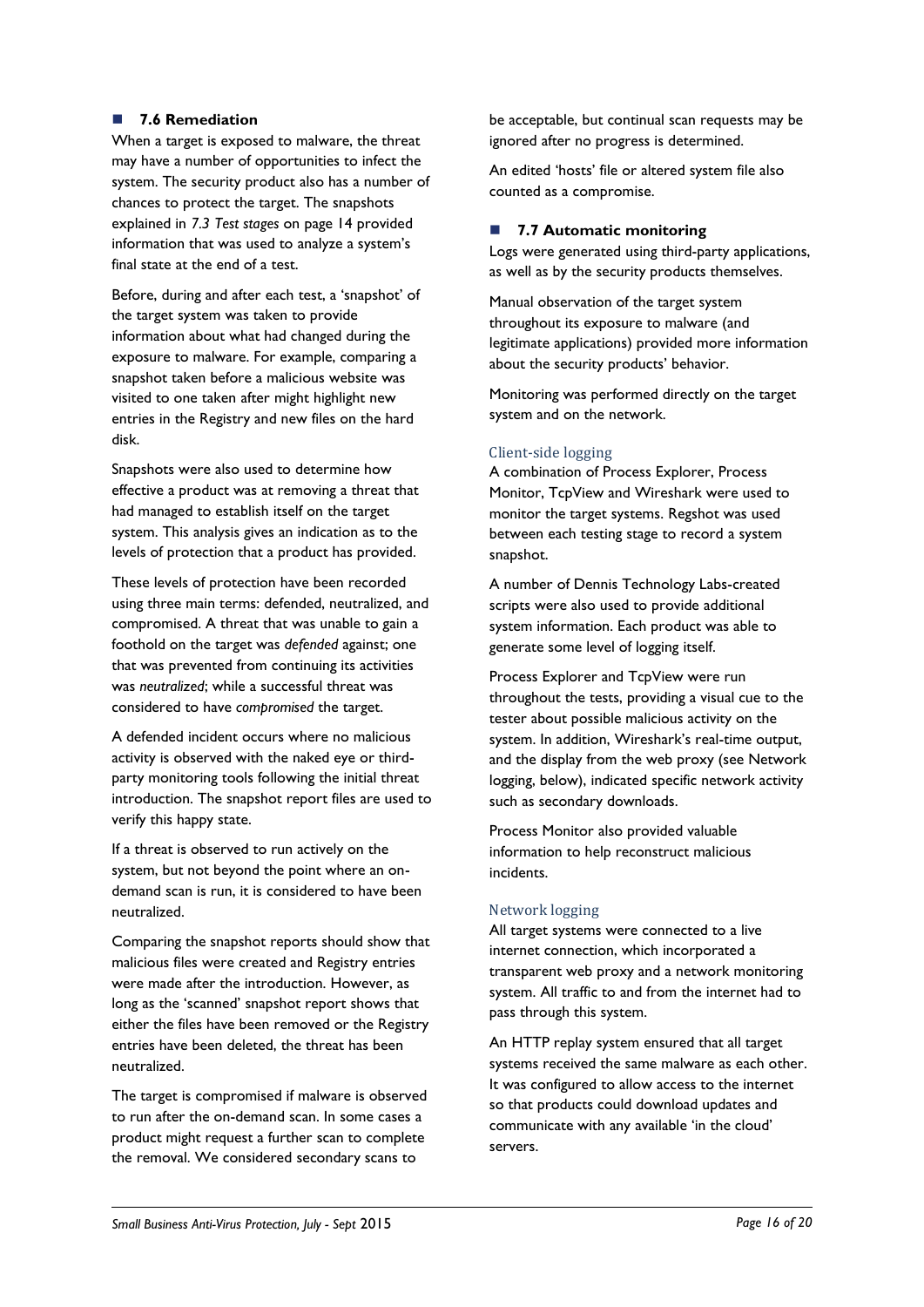## 7.6 Remediation

When a target is exposed to malware, the threat may have a number of opportunities to infect the system. The security product also has a number of chances to protect the target. The snapshots explained in *7.3 Test stages* on page 14 provided information that was used to analyze a system's final state at the end of a test.

Before, during and after each test, a 'snapshot' of the target system was taken to provide information about what had changed during the exposure to malware. For example, comparing a snapshot taken before a malicious website was visited to one taken after might highlight new entries in the Registry and new files on the hard disk.

Snapshots were also used to determine how effective a product was at removing a threat that had managed to establish itself on the target system. This analysis gives an indication as to the levels of protection that a product has provided.

These levels of protection have been recorded using three main terms: defended, neutralized, and compromised. A threat that was unable to gain a foothold on the target was *defended* against; one that was prevented from continuing its activities was *neutralized*; while a successful threat was considered to have *compromised* the target.

A defended incident occurs where no malicious activity is observed with the naked eye or third-party monitoring tools following the initial threat introduction. The snapshot report files are used to verify this happy state.

If a threat is observed to run actively on the system, but not beyond the point where an on-demand scan is run, it is considered to have been neutralized.

Comparing the snapshot reports should show that malicious files were created and Registry entries were made after the introduction. However, as long as the 'scanned' snapshot report shows that either the files have been removed or the Registry entries have been deleted, the threat has been neutralized.

The target is compromised if malware is observed to run after the on-demand scan. In some cases a product might request a further scan to complete the removal. We considered secondary scans to be acceptable, but continual scan requests may be ignored after no progress is determined.

An edited 'hosts' file or altered system file also counted as a compromise.

## 7.7 Automatic monitoring

Logs were generated using third-party applications, as well as by the security products themselves.

Manual observation of the target system throughout its exposure to malware (and legitimate applications) provided more information about the security products' behavior.

Monitoring was performed directly on the target system and on the network.

### Client-side logging

A combination of Process Explorer, Process Monitor, TcpView and Wireshark were used to monitor the target systems. Regshot was used between each testing stage to record a system snapshot.

A number of Dennis Technology Labs-created scripts were also used to provide additional system information. Each product was able to generate some level of logging itself.

Process Explorer and TcpView were run throughout the tests, providing a visual cue to the tester about possible malicious activity on the system. In addition, Wireshark's real-time output, and the display from the web proxy (see Network logging, below), indicated specific network activity such as secondary downloads.

Process Monitor also provided valuable information to help reconstruct malicious incidents.

### Network logging

All target systems were connected to a live internet connection, which incorporated a transparent web proxy and a network monitoring system. All traffic to and from the internet had to pass through this system.

An HTTP replay system ensured that all target systems received the same malware as each other. It was configured to allow access to the internet so that products could download updates and communicate with any available 'in the cloud' servers.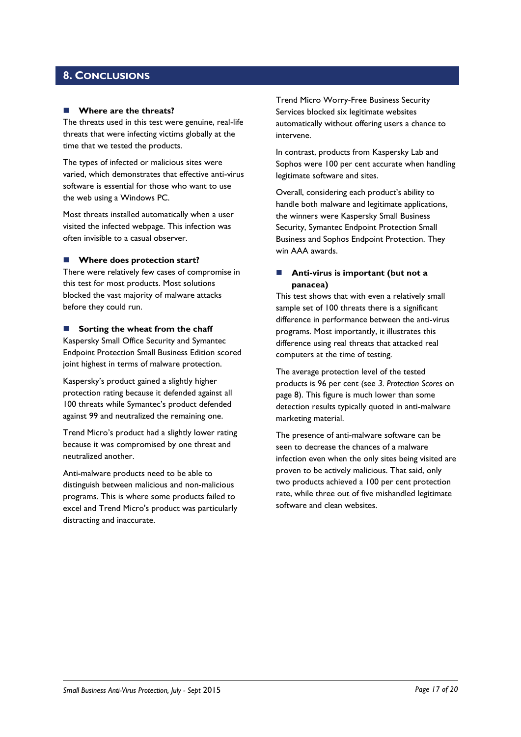# 8. Conclusions

### Where are the threats?

The threats used in this test were genuine, real-life threats that were infecting victims globally at the time that we tested the products.

The types of infected or malicious sites were varied, which demonstrates that effective anti-virus software is essential for those who want to use the web using a Windows PC.

Most threats installed automatically when a user visited the infected webpage. This infection was often invisible to a casual observer.

### Where does protection start?

There were relatively few cases of compromise in this test for most products. Most solutions blocked the vast majority of malware attacks before they could run.

### Sorting the wheat from the chaff

Kaspersky Small Office Security and Symantec Endpoint Protection Small Business Edition scored joint highest in terms of malware protection.

Kaspersky's product gained a slightly higher protection rating because it defended against all 100 threats while Symantec's product defended against 99 and neutralized the remaining one.

Trend Micro's product had a slightly lower rating because it was compromised by one threat and neutralized another.

Anti-malware products need to be able to distinguish between malicious and non-malicious programs. This is where some products failed to excel and Trend Micro's product was particularly distracting and inaccurate.

Trend Micro Worry-Free Business Security Services blocked six legitimate websites automatically without offering users a chance to intervene.

In contrast, products from Kaspersky Lab and Sophos were 100 per cent accurate when handling legitimate software and sites.

Overall, considering each product's ability to handle both malware and legitimate applications, the winners were Kaspersky Small Business Security, Symantec Endpoint Protection Small Business and Sophos Endpoint Protection. They win AAA awards.

### Anti-virus is important (but not a panacea)

This test shows that with even a relatively small sample set of 100 threats there is a significant difference in performance between the anti-virus programs. Most importantly, it illustrates this difference using real threats that attacked real computers at the time of testing.

The average protection level of the tested products is 96 per cent (see *3. Protection Scores* on page 8). This figure is much lower than some detection results typically quoted in anti-malware marketing material.

The presence of anti-malware software can be seen to decrease the chances of a malware infection even when the only sites being visited are proven to be actively malicious. That said, only two products achieved a 100 per cent protection rate, while three out of five mishandled legitimate software and clean websites.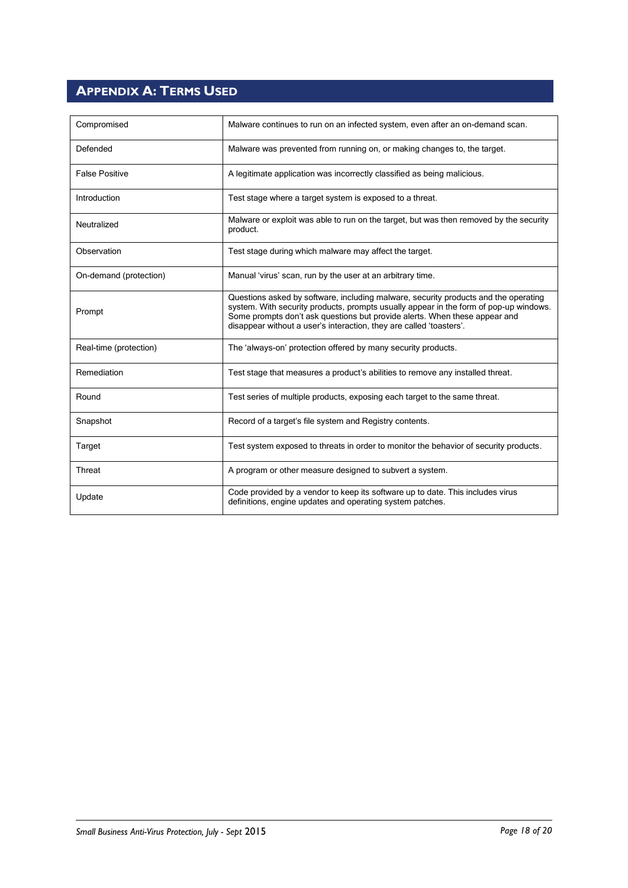## Appendix A: Terms Used

| | |
|---|---|
| Compromised | Malware continues to run on an infected system, even after an on-demand scan. |
| Defended | Malware was prevented from running on, or making changes to, the target. |
| False Positive | A legitimate application was incorrectly classified as being malicious. |
| Introduction | Test stage where a target system is exposed to a threat. |
| Neutralized | Malware or exploit was able to run on the target, but was then removed by the security product. |
| Observation | Test stage during which malware may affect the target. |
| On-demand (protection) | Manual 'virus' scan, run by the user at an arbitrary time. |
| Prompt | Questions asked by software, including malware, security products and the operating system. With security products, prompts usually appear in the form of pop-up windows. Some prompts don't ask questions but provide alerts. When these appear and disappear without a user's interaction, they are called 'toasters'. |
| Real-time (protection) | The 'always-on' protection offered by many security products. |
| Remediation | Test stage that measures a product's abilities to remove any installed threat. |
| Round | Test series of multiple products, exposing each target to the same threat. |
| Snapshot | Record of a target's file system and Registry contents. |
| Target | Test system exposed to threats in order to monitor the behavior of security products. |
| Threat | A program or other measure designed to subvert a system. |
| Update | Code provided by a vendor to keep its software up to date. This includes virus definitions, engine updates and operating system patches. |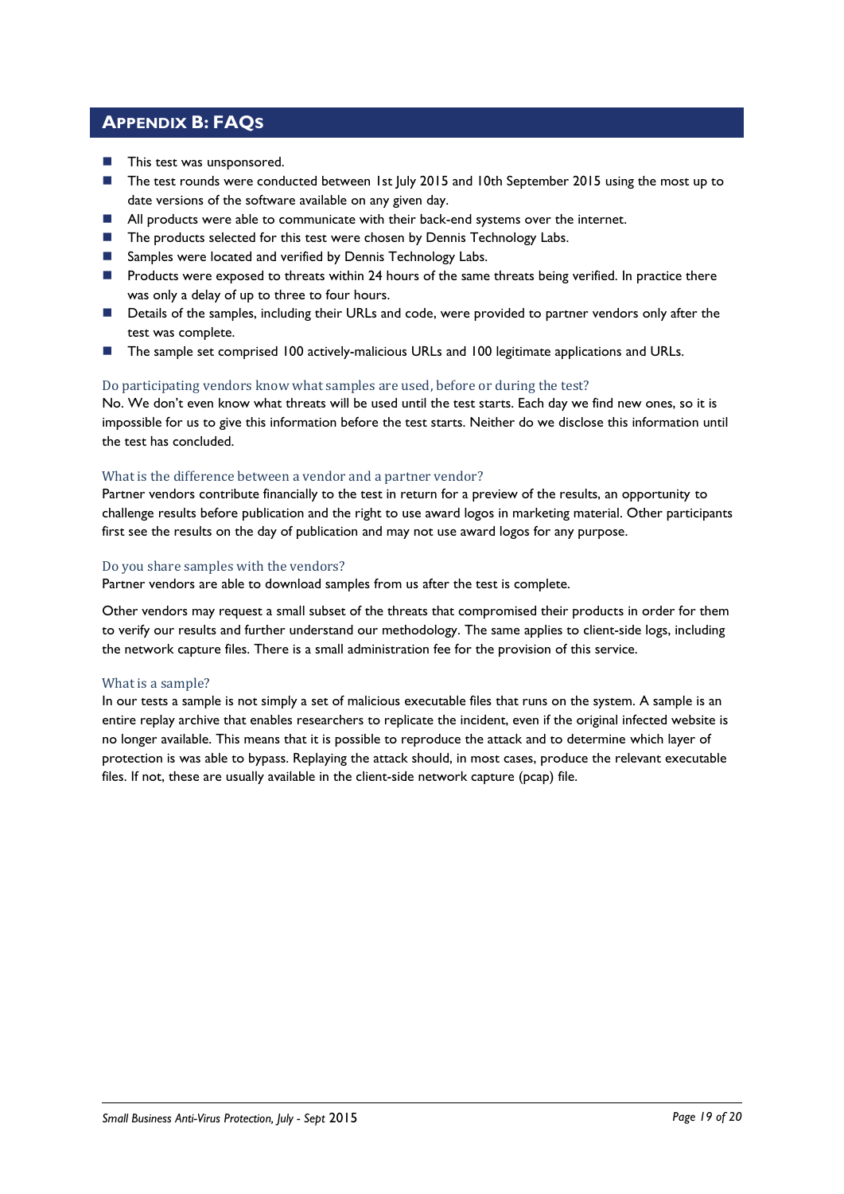## Appendix B: FAQs

- This test was unsponsored.
- The test rounds were conducted between 1st July 2015 and 10th September 2015 using the most up to date versions of the software available on any given day.
- All products were able to communicate with their back-end systems over the internet.
- The products selected for this test were chosen by Dennis Technology Labs.
- Samples were located and verified by Dennis Technology Labs.
- Products were exposed to threats within 24 hours of the same threats being verified. In practice there was only a delay of up to three to four hours.
- Details of the samples, including their URLs and code, were provided to partner vendors only after the test was complete.
- The sample set comprised 100 actively-malicious URLs and 100 legitimate applications and URLs.

### Do participating vendors know what samples are used, before or during the test?

No. We don't even know what threats will be used until the test starts. Each day we find new ones, so it is impossible for us to give this information before the test starts. Neither do we disclose this information until the test has concluded.

### What is the difference between a vendor and a partner vendor?

Partner vendors contribute financially to the test in return for a preview of the results, an opportunity to challenge results before publication and the right to use award logos in marketing material. Other participants first see the results on the day of publication and may not use award logos for any purpose.

### Do you share samples with the vendors?

Partner vendors are able to download samples from us after the test is complete.

Other vendors may request a small subset of the threats that compromised their products in order for them to verify our results and further understand our methodology. The same applies to client-side logs, including the network capture files. There is a small administration fee for the provision of this service.

### What is a sample?

In our tests a sample is not simply a set of malicious executable files that runs on the system. A sample is an entire replay archive that enables researchers to replicate the incident, even if the original infected website is no longer available. This means that it is possible to reproduce the attack and to determine which layer of protection is was able to bypass. Replaying the attack should, in most cases, produce the relevant executable files. If not, these are usually available in the client-side network capture (pcap) file.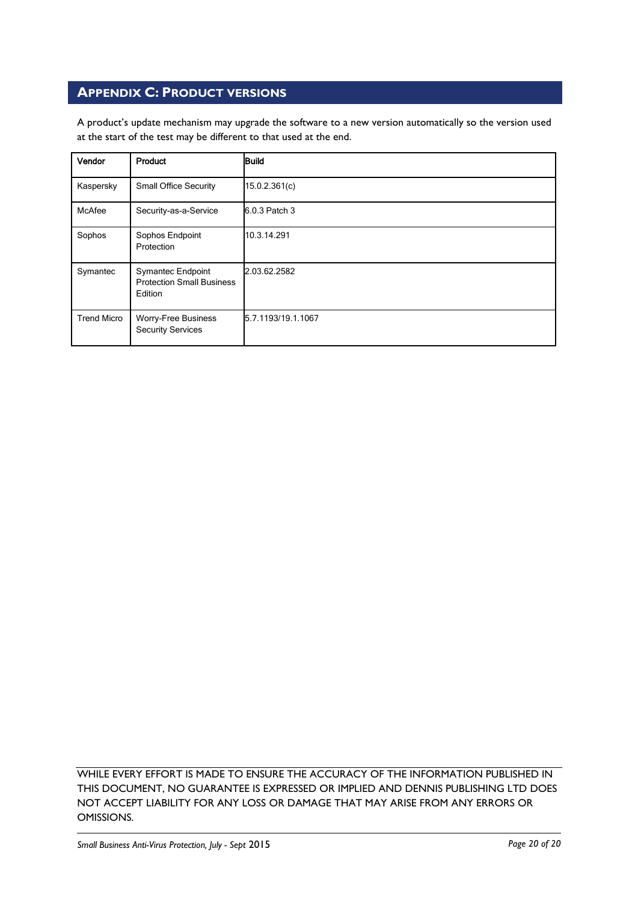## APPENDIX C: PRODUCT VERSIONS

A product's update mechanism may upgrade the software to a new version automatically so the version used at the start of the test may be different to that used at the end.

| Vendor | Product | Build |
|---|---|---|
| Kaspersky | Small Office Security | 15.0.2.361(c) |
| McAfee | Security-as-a-Service | 6.0.3 Patch 3 |
| Sophos | Sophos Endpoint Protection | 10.3.14.291 |
| Symantec | Symantec Endpoint Protection Small Business Edition | 2.03.62.2582 |
| Trend Micro | Worry-Free Business Security Services | 5.7.1193/19.1.1067 |

WHILE EVERY EFFORT IS MADE TO ENSURE THE ACCURACY OF THE INFORMATION PUBLISHED IN THIS DOCUMENT, NO GUARANTEE IS EXPRESSED OR IMPLIED AND DENNIS PUBLISHING LTD DOES NOT ACCEPT LIABILITY FOR ANY LOSS OR DAMAGE THAT MAY ARISE FROM ANY ERRORS OR OMISSIONS.